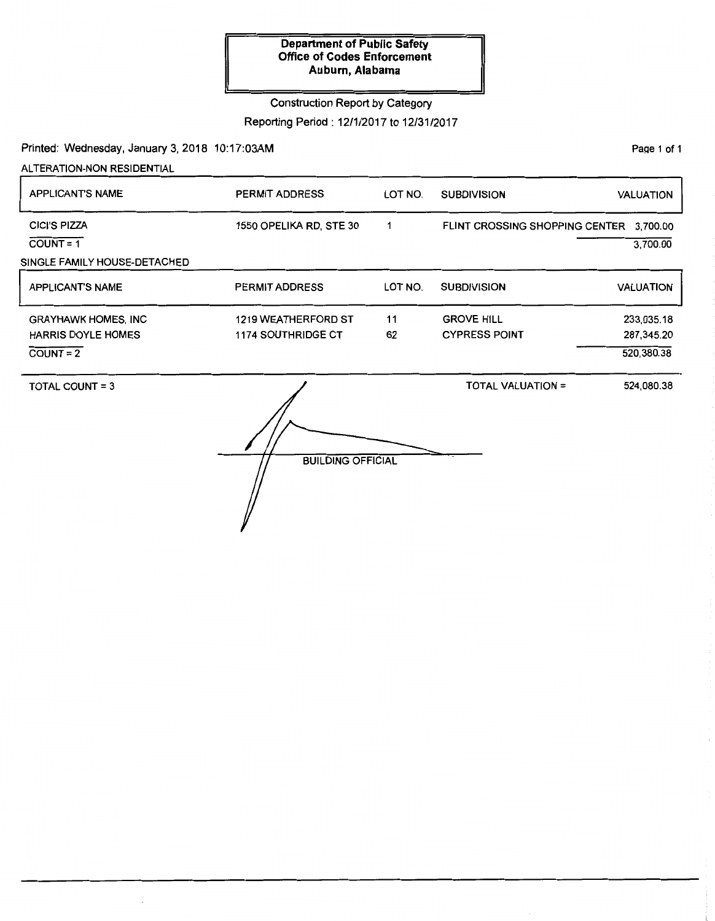**Department of Public Safety**
**Office of Codes Enforcement**
**Auburn, Alabama**

Construction Report by Category

Reporting Period : 12/1/2017 to 12/31/2017

Printed: Wednesday, January 3, 2018 10:17:03AM

ALTERATION-NON RESIDENTIAL

| APPLICANT'S NAME | PERMIT ADDRESS | LOT NO. | SUBDIVISION | VALUATION |
|---|---|---|---|---|
| CICI'S PIZZA | 1550 OPELIKA RD, STE 30 | 1 | FLINT CROSSING SHOPPING CENTER | 3,700.00 |
| COUNT = 1 | | | | 3,700.00 |

SINGLE FAMILY HOUSE-DETACHED

| APPLICANT'S NAME | PERMIT ADDRESS | LOT NO. | SUBDIVISION | VALUATION |
|---|---|---|---|---|
| GRAYHAWK HOMES, INC | 1219 WEATHERFORD ST | 11 | GROVE HILL | 233,035.18 |
| HARRIS DOYLE HOMES | 1174 SOUTHRIDGE CT | 62 | CYPRESS POINT | 287,345.20 |
| COUNT = 2 | | | | 520,380.38 |

TOTAL COUNT = 3

TOTAL VALUATION = 524,080.38

BUILDING OFFICIAL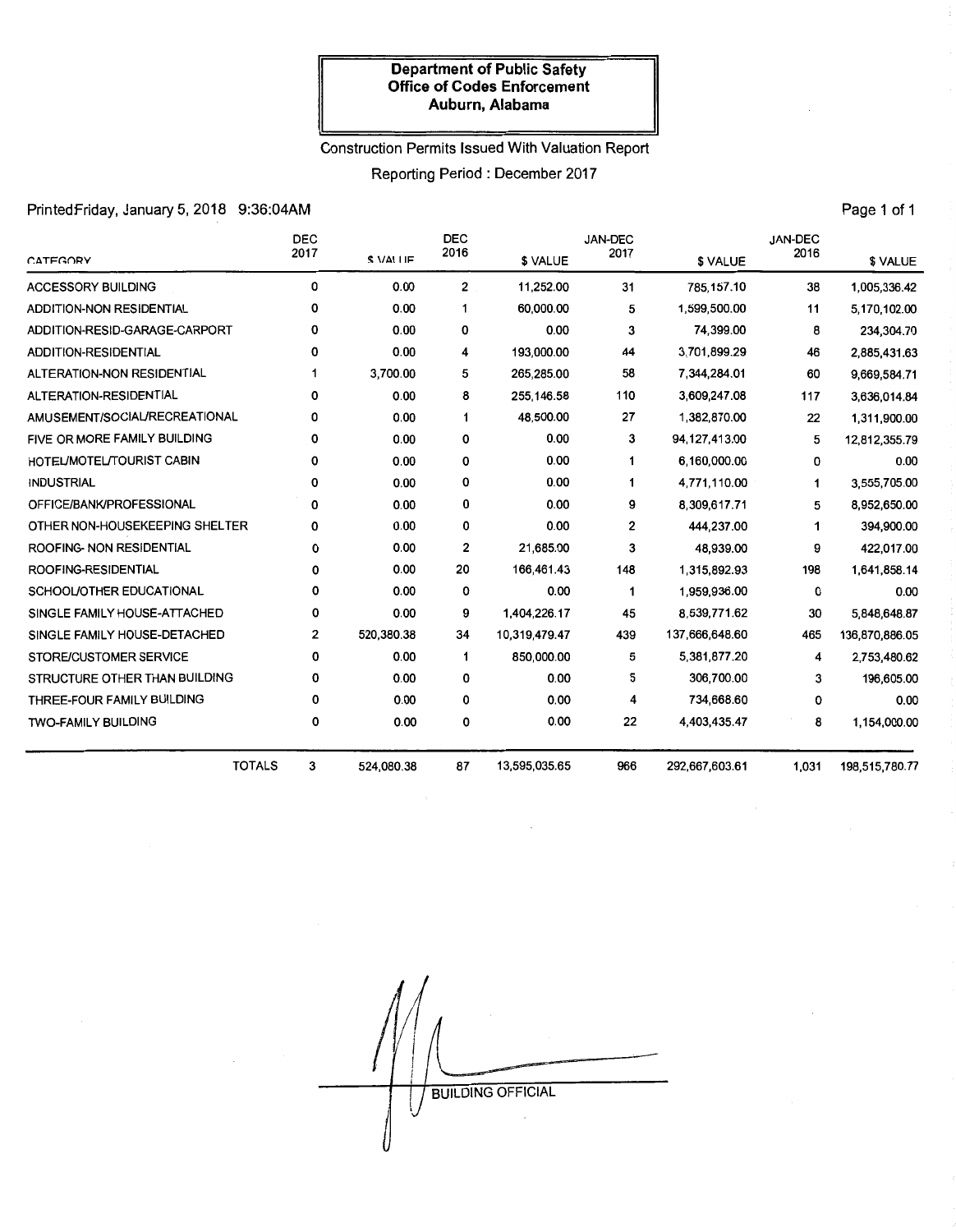**Department of Public Safety**
**Office of Codes Enforcement**
**Auburn, Alabama**

Construction Permits Issued With Valuation Report

Reporting Period : December 2017

Printed Friday, January 5, 2018 9:36:04AM

| CATEGORY | DEC 2017 | $ VALUE | DEC 2016 | $ VALUE | JAN-DEC 2017 | $ VALUE | JAN-DEC 2016 | $ VALUE |
|---|---|---|---|---|---|---|---|---|
| ACCESSORY BUILDING | 0 | 0.00 | 2 | 11,252.00 | 31 | 785,157.10 | 38 | 1,005,336.42 |
| ADDITION-NON RESIDENTIAL | 0 | 0.00 | 1 | 60,000.00 | 5 | 1,599,500.00 | 11 | 5,170,102.00 |
| ADDITION-RESID-GARAGE-CARPORT | 0 | 0.00 | 0 | 0.00 | 3 | 74,399.00 | 8 | 234,304.70 |
| ADDITION-RESIDENTIAL | 0 | 0.00 | 4 | 193,000.00 | 44 | 3,701,899.29 | 46 | 2,885,431.63 |
| ALTERATION-NON RESIDENTIAL | 1 | 3,700.00 | 5 | 265,285.00 | 58 | 7,344,284.01 | 60 | 9,669,584.71 |
| ALTERATION-RESIDENTIAL | 0 | 0.00 | 8 | 255,146.58 | 110 | 3,609,247.08 | 117 | 3,636,014.84 |
| AMUSEMENT/SOCIAL/RECREATIONAL | 0 | 0.00 | 1 | 48,500.00 | 27 | 1,382,870.00 | 22 | 1,311,900.00 |
| FIVE OR MORE FAMILY BUILDING | 0 | 0.00 | 0 | 0.00 | 3 | 94,127,413.00 | 5 | 12,812,355.79 |
| HOTEL/MOTEL/TOURIST CABIN | 0 | 0.00 | 0 | 0.00 | 1 | 6,160,000.00 | 0 | 0.00 |
| INDUSTRIAL | 0 | 0.00 | 0 | 0.00 | 1 | 4,771,110.00 | 1 | 3,555,705.00 |
| OFFICE/BANK/PROFESSIONAL | 0 | 0.00 | 0 | 0.00 | 9 | 8,309,617.71 | 5 | 8,952,650.00 |
| OTHER NON-HOUSEKEEPING SHELTER | 0 | 0.00 | 0 | 0.00 | 2 | 444,237.00 | 1 | 394,900.00 |
| ROOFING- NON RESIDENTIAL | 0 | 0.00 | 2 | 21,685.00 | 3 | 48,939.00 | 9 | 422,017.00 |
| ROOFING-RESIDENTIAL | 0 | 0.00 | 20 | 166,461.43 | 148 | 1,315,892.93 | 198 | 1,641,858.14 |
| SCHOOL/OTHER EDUCATIONAL | 0 | 0.00 | 0 | 0.00 | 1 | 1,959,936.00 | 0 | 0.00 |
| SINGLE FAMILY HOUSE-ATTACHED | 0 | 0.00 | 9 | 1,404,226.17 | 45 | 8,539,771.62 | 30 | 5,848,648.87 |
| SINGLE FAMILY HOUSE-DETACHED | 2 | 520,380.38 | 34 | 10,319,479.47 | 439 | 137,666,648.60 | 465 | 136,870,886.05 |
| STORE/CUSTOMER SERVICE | 0 | 0.00 | 1 | 850,000.00 | 5 | 5,381,877.20 | 4 | 2,753,480.62 |
| STRUCTURE OTHER THAN BUILDING | 0 | 0.00 | 0 | 0.00 | 5 | 306,700.00 | 3 | 196,605.00 |
| THREE-FOUR FAMILY BUILDING | 0 | 0.00 | 0 | 0.00 | 4 | 734,668.60 | 0 | 0.00 |
| TWO-FAMILY BUILDING | 0 | 0.00 | 0 | 0.00 | 22 | 4,403,435.47 | 8 | 1,154,000.00 |
| TOTALS | 3 | 524,080.38 | 87 | 13,595,035.65 | 966 | 292,667,603.61 | 1,031 | 198,515,780.77 |

BUILDING OFFICIAL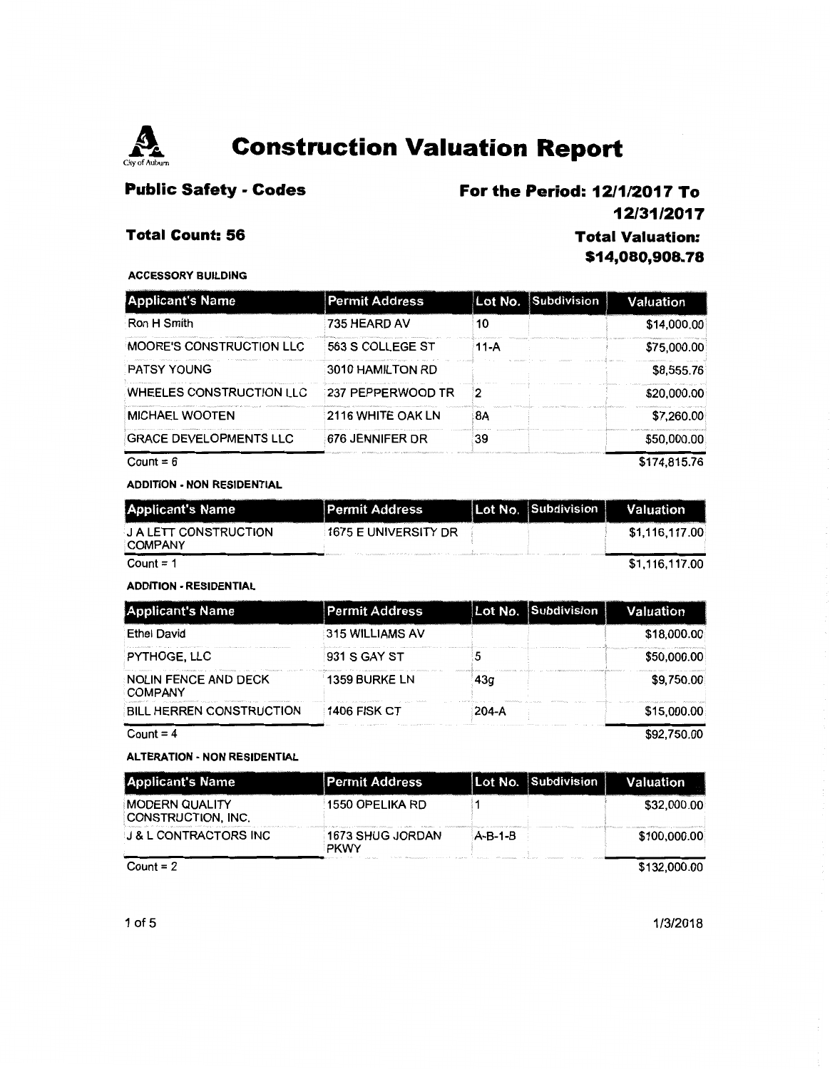# Construction Valuation Report

**Public Safety - Codes**

**For the Period: 12/1/2017 To 12/31/2017**

**Total Count: 56**

**Total Valuation: $14,080,908.78**

**ACCESSORY BUILDING**

| Applicant's Name | Permit Address | Lot No. | Subdivision | Valuation |
|---|---|---|---|---|
| Ron H Smith | 735 HEARD AV | 10 | | $14,000.00 |
| MOORE'S CONSTRUCTION LLC | 563 S COLLEGE ST | 11-A | | $75,000.00 |
| PATSY YOUNG | 3010 HAMILTON RD | | | $8,555.76 |
| WHEELES CONSTRUCTION LLC | 237 PEPPERWOOD TR | 2 | | $20,000.00 |
| MICHAEL WOOTEN | 2116 WHITE OAK LN | 8A | | $7,260.00 |
| GRACE DEVELOPMENTS LLC | 676 JENNIFER DR | 39 | | $50,000.00 |
| Count = 6 | | | | $174,815.76 |

**ADDITION - NON RESIDENTIAL**

| Applicant's Name | Permit Address | Lot No. | Subdivision | Valuation |
|---|---|---|---|---|
| J A LETT CONSTRUCTION COMPANY | 1675 E UNIVERSITY DR | | | $1,116,117.00 |
| Count = 1 | | | | $1,116,117.00 |

**ADDITION - RESIDENTIAL**

| Applicant's Name | Permit Address | Lot No. | Subdivision | Valuation |
|---|---|---|---|---|
| Ethel David | 315 WILLIAMS AV | | | $18,000.00 |
| PYTHOGE, LLC | 931 S GAY ST | 5 | | $50,000.00 |
| NOLIN FENCE AND DECK COMPANY | 1359 BURKE LN | 43g | | $9,750.00 |
| BILL HERREN CONSTRUCTION | 1406 FISK CT | 204-A | | $15,000.00 |
| Count = 4 | | | | $92,750.00 |

**ALTERATION - NON RESIDENTIAL**

| Applicant's Name | Permit Address | Lot No. | Subdivision | Valuation |
|---|---|---|---|---|
| MODERN QUALITY CONSTRUCTION, INC. | 1550 OPELIKA RD | 1 | | $32,000.00 |
| J & L CONTRACTORS INC | 1673 SHUG JORDAN PKWY | A-B-1-B | | $100,000.00 |
| Count = 2 | | | | $132,000.00 |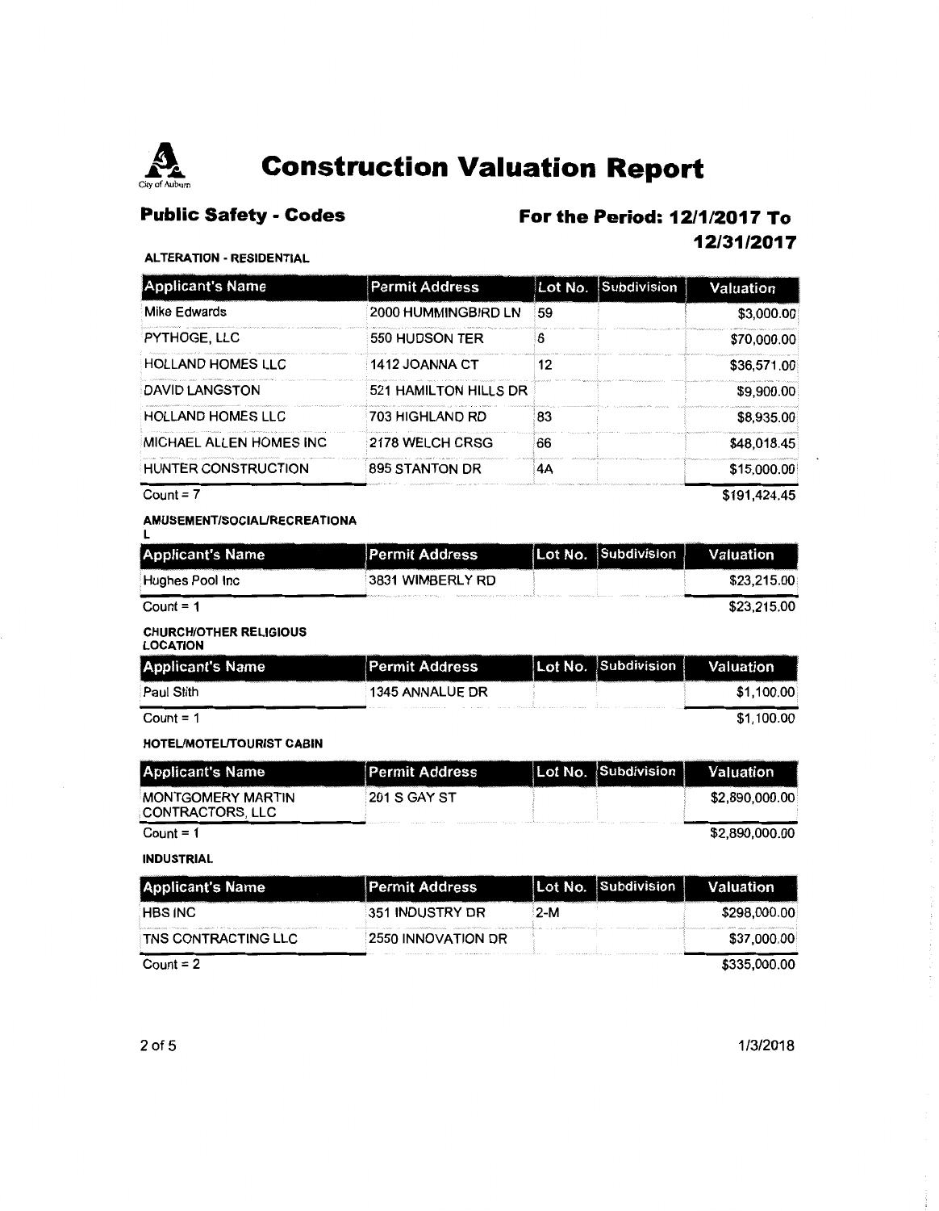# Construction Valuation Report

City of Auburn

## Public Safety - Codes

## For the Period: 12/1/2017 To 12/31/2017

### ALTERATION - RESIDENTIAL

| Applicant's Name | Permit Address | Lot No. | Subdivision | Valuation |
|---|---|---|---|---|
| Mike Edwards | 2000 HUMMINGBIRD LN | 59 | | $3,000.00 |
| PYTHOGE, LLC | 550 HUDSON TER | 6 | | $70,000.00 |
| HOLLAND HOMES LLC | 1412 JOANNA CT | 12 | | $36,571.00 |
| DAVID LANGSTON | 521 HAMILTON HILLS DR | | | $9,900.00 |
| HOLLAND HOMES LLC | 703 HIGHLAND RD | 83 | | $8,935.00 |
| MICHAEL ALLEN HOMES INC | 2178 WELCH CRSG | 66 | | $48,018.45 |
| HUNTER CONSTRUCTION | 895 STANTON DR | 4A | | $15,000.00 |
| Count = 7 | | | | $191,424.45 |

### AMUSEMENT/SOCIAL/RECREATIONAL

| Applicant's Name | Permit Address | Lot No. | Subdivision | Valuation |
|---|---|---|---|---|
| Hughes Pool Inc | 3831 WIMBERLY RD | | | $23,215.00 |
| Count = 1 | | | | $23,215.00 |

### CHURCH/OTHER RELIGIOUS LOCATION

| Applicant's Name | Permit Address | Lot No. | Subdivision | Valuation |
|---|---|---|---|---|
| Paul Stith | 1345 ANNALUE DR | | | $1,100.00 |
| Count = 1 | | | | $1,100.00 |

### HOTEL/MOTEL/TOURIST CABIN

| Applicant's Name | Permit Address | Lot No. | Subdivision | Valuation |
|---|---|---|---|---|
| MONTGOMERY MARTIN CONTRACTORS, LLC | 201 S GAY ST | | | $2,890,000.00 |
| Count = 1 | | | | $2,890,000.00 |

### INDUSTRIAL

| Applicant's Name | Permit Address | Lot No. | Subdivision | Valuation |
|---|---|---|---|---|
| HBS INC | 351 INDUSTRY DR | 2-M | | $298,000.00 |
| TNS CONTRACTING LLC | 2550 INNOVATION DR | | | $37,000.00 |
| Count = 2 | | | | $335,000.00 |

1/3/2018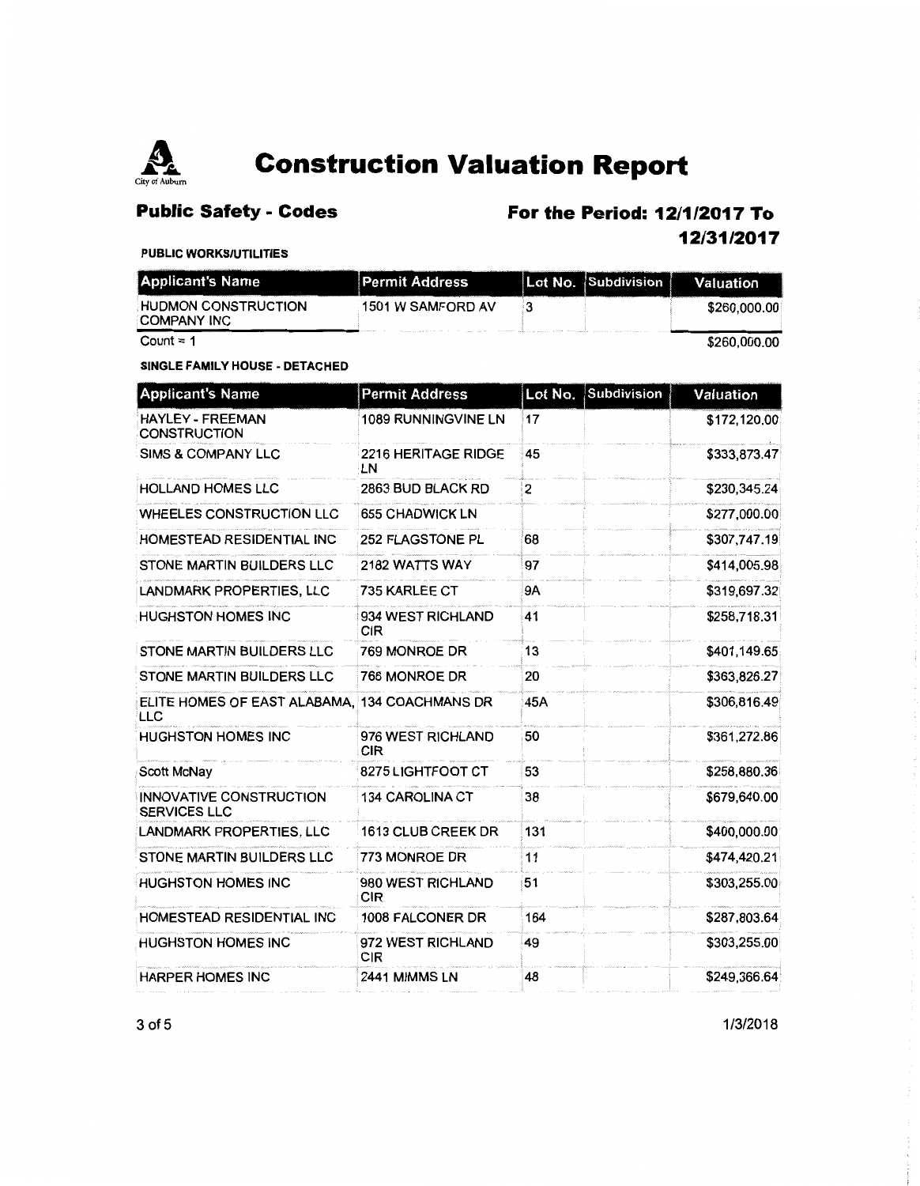# Construction Valuation Report

## Public Safety - Codes

## For the Period: 12/1/2017 To 12/31/2017

**PUBLIC WORKS/UTILITIES**

| Applicant's Name | Permit Address | Lot No. | Subdivision | Valuation |
|---|---|---|---|---|
| HUDMON CONSTRUCTION COMPANY INC | 1501 W SAMFORD AV | 3 | | $260,000.00 |
| Count = 1 | | | | $260,000.00 |

**SINGLE FAMILY HOUSE - DETACHED**

| Applicant's Name | Permit Address | Lot No. | Subdivision | Valuation |
|---|---|---|---|---|
| HAYLEY - FREEMAN CONSTRUCTION | 1089 RUNNINGVINE LN | 17 | | $172,120.00 |
| SIMS & COMPANY LLC | 2216 HERITAGE RIDGE LN | 45 | | $333,873.47 |
| HOLLAND HOMES LLC | 2863 BUD BLACK RD | 2 | | $230,345.24 |
| WHEELES CONSTRUCTION LLC | 655 CHADWICK LN | | | $277,000.00 |
| HOMESTEAD RESIDENTIAL INC | 252 FLAGSTONE PL | 68 | | $307,747.19 |
| STONE MARTIN BUILDERS LLC | 2182 WATTS WAY | 97 | | $414,005.98 |
| LANDMARK PROPERTIES, LLC | 735 KARLEE CT | 9A | | $319,697.32 |
| HUGHSTON HOMES INC | 934 WEST RICHLAND CIR | 41 | | $258,718.31 |
| STONE MARTIN BUILDERS LLC | 769 MONROE DR | 13 | | $401,149.65 |
| STONE MARTIN BUILDERS LLC | 766 MONROE DR | 20 | | $363,826.27 |
| ELITE HOMES OF EAST ALABAMA, LLC | 134 COACHMANS DR | 45A | | $306,816.49 |
| HUGHSTON HOMES INC | 976 WEST RICHLAND CIR | 50 | | $361,272.86 |
| Scott McNay | 8275 LIGHTFOOT CT | 53 | | $258,880.36 |
| INNOVATIVE CONSTRUCTION SERVICES LLC | 134 CAROLINA CT | 38 | | $679,640.00 |
| LANDMARK PROPERTIES, LLC | 1613 CLUB CREEK DR | 131 | | $400,000.00 |
| STONE MARTIN BUILDERS LLC | 773 MONROE DR | 11 | | $474,420.21 |
| HUGHSTON HOMES INC | 980 WEST RICHLAND CIR | 51 | | $303,255.00 |
| HOMESTEAD RESIDENTIAL INC | 1008 FALCONER DR | 164 | | $287,803.64 |
| HUGHSTON HOMES INC | 972 WEST RICHLAND CIR | 49 | | $303,255.00 |
| HARPER HOMES INC | 2441 MIMMS LN | 48 | | $249,366.64 |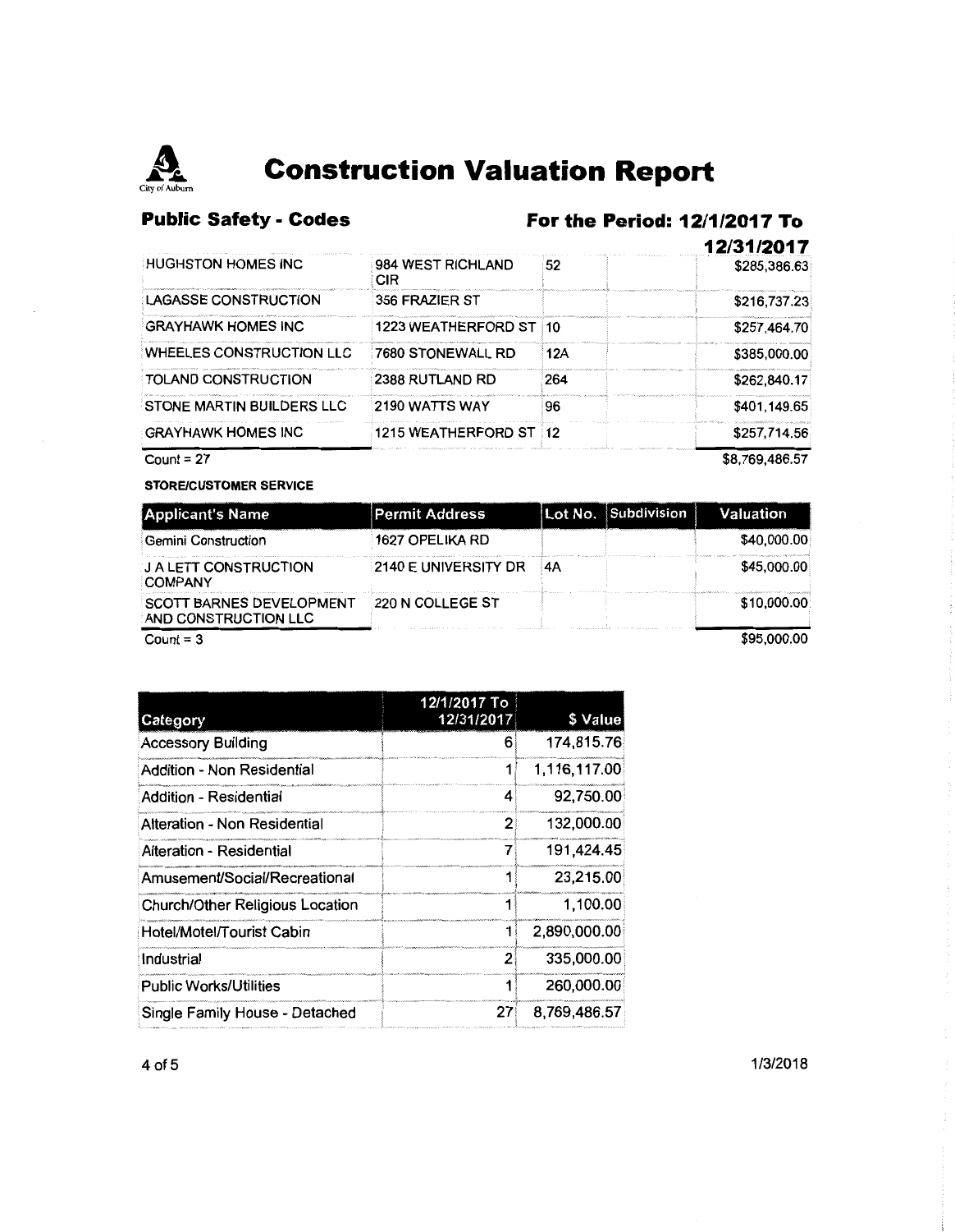# Construction Valuation Report

## Public Safety - Codes

## For the Period: 12/1/2017 To 12/31/2017

| | | | | |
|---|---|---|---|---|
| HUGHSTON HOMES INC | 984 WEST RICHLAND CIR | 52 | | $285,386.63 |
| LAGASSE CONSTRUCTION | 356 FRAZIER ST | | | $216,737.23 |
| GRAYHAWK HOMES INC | 1223 WEATHERFORD ST | 10 | | $257,464.70 |
| WHEELES CONSTRUCTION LLC | 7680 STONEWALL RD | 12A | | $385,000.00 |
| TOLAND CONSTRUCTION | 2388 RUTLAND RD | 264 | | $262,840.17 |
| STONE MARTIN BUILDERS LLC | 2190 WATTS WAY | 96 | | $401,149.65 |
| GRAYHAWK HOMES INC | 1215 WEATHERFORD ST | 12 | | $257,714.56 |

Count = 27 $8,769,486.57

**STORE/CUSTOMER SERVICE**

| Applicant's Name | Permit Address | Lot No. | Subdivision | Valuation |
|---|---|---|---|---|
| Gemini Construction | 1627 OPELIKA RD | | | $40,000.00 |
| J A LETT CONSTRUCTION COMPANY | 2140 E UNIVERSITY DR | 4A | | $45,000.00 |
| SCOTT BARNES DEVELOPMENT AND CONSTRUCTION LLC | 220 N COLLEGE ST | | | $10,000.00 |

Count = 3 $95,000.00

| Category | 12/1/2017 To 12/31/2017 | $ Value |
|---|---|---|
| Accessory Building | 6 | 174,815.76 |
| Addition - Non Residential | 1 | 1,116,117.00 |
| Addition - Residential | 4 | 92,750.00 |
| Alteration - Non Residential | 2 | 132,000.00 |
| Alteration - Residential | 7 | 191,424.45 |
| Amusement/Social/Recreational | 1 | 23,215.00 |
| Church/Other Religious Location | 1 | 1,100.00 |
| Hotel/Motel/Tourist Cabin | 1 | 2,890,000.00 |
| Industrial | 2 | 335,000.00 |
| Public Works/Utilities | 1 | 260,000.00 |
| Single Family House - Detached | 27 | 8,769,486.57 |

1/3/2018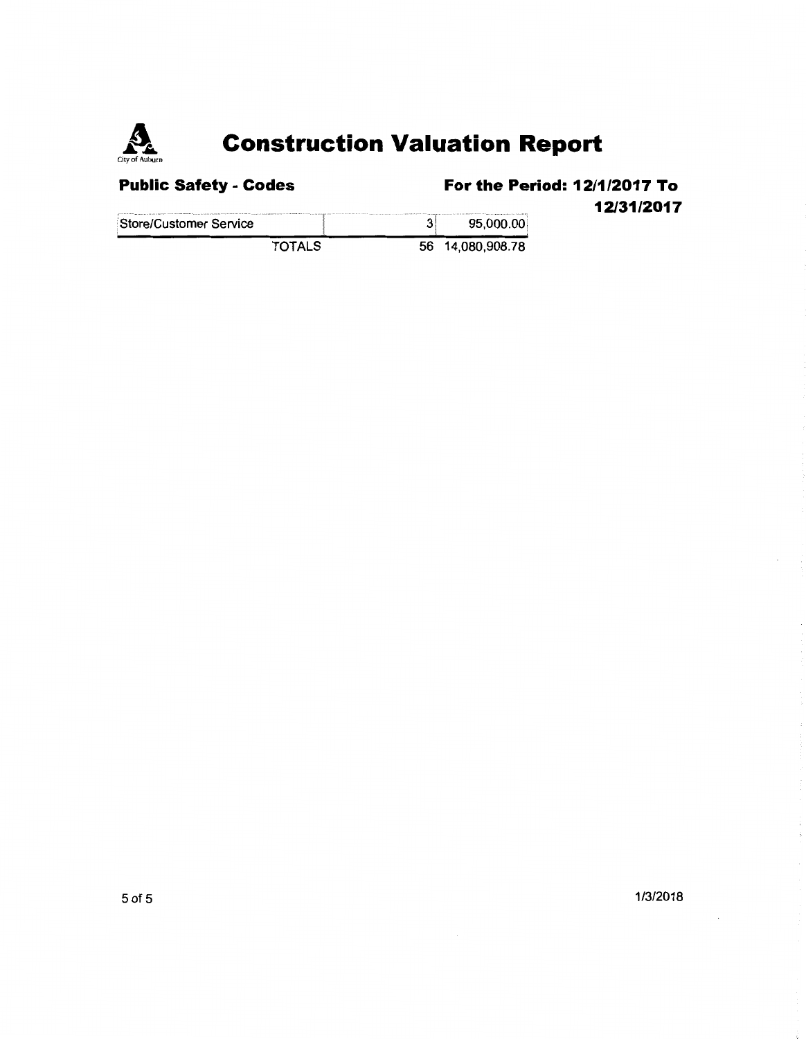# Construction Valuation Report

**Public Safety - Codes**

**For the Period: 12/1/2017 To 12/31/2017**

| | | |
|---|---|---|
| Store/Customer Service | 3 | 95,000.00 |
| TOTALS | 56 | 14,080,908.78 |

1/3/2018